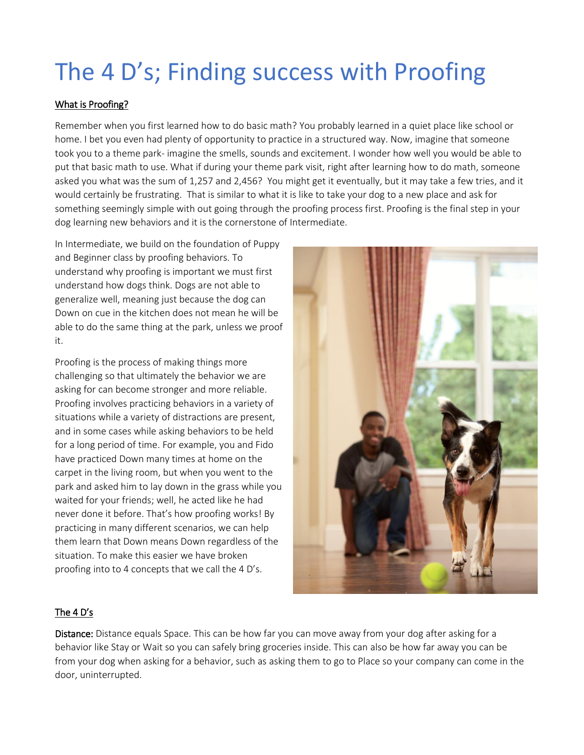# The 4 D's; Finding success with Proofing

## What is Proofing?

Remember when you first learned how to do basic math? You probably learned in a quiet place like school or home. I bet you even had plenty of opportunity to practice in a structured way. Now, imagine that someone took you to a theme park- imagine the smells, sounds and excitement. I wonder how well you would be able to put that basic math to use. What if during your theme park visit, right after learning how to do math, someone asked you what was the sum of 1,257 and 2,456? You might get it eventually, but it may take a few tries, and it would certainly be frustrating. That is similar to what it is like to take your dog to a new place and ask for something seemingly simple with out going through the proofing process first. Proofing is the final step in your dog learning new behaviors and it is the cornerstone of Intermediate.

In Intermediate, we build on the foundation of Puppy and Beginner class by proofing behaviors. To understand why proofing is important we must first understand how dogs think. Dogs are not able to generalize well, meaning just because the dog can Down on cue in the kitchen does not mean he will be able to do the same thing at the park, unless we proof it.

Proofing is the process of making things more challenging so that ultimately the behavior we are asking for can become stronger and more reliable. Proofing involves practicing behaviors in a variety of situations while a variety of distractions are present, and in some cases while asking behaviors to be held for a long period of time. For example, you and Fido have practiced Down many times at home on the carpet in the living room, but when you went to the park and asked him to lay down in the grass while you waited for your friends; well, he acted like he had never done it before. That's how proofing works! By practicing in many different scenarios, we can help them learn that Down means Down regardless of the situation. To make this easier we have broken proofing into to 4 concepts that we call the 4 D's.

## The 4 D's

**Distance:** Distance equals Space. This can be how far you can move away from your dog after asking for a behavior like Stay or Wait so you can safely bring groceries inside. This can also be how far away you can be from your dog when asking for a behavior, such as asking them to go to Place so your company can come in the door, uninterrupted.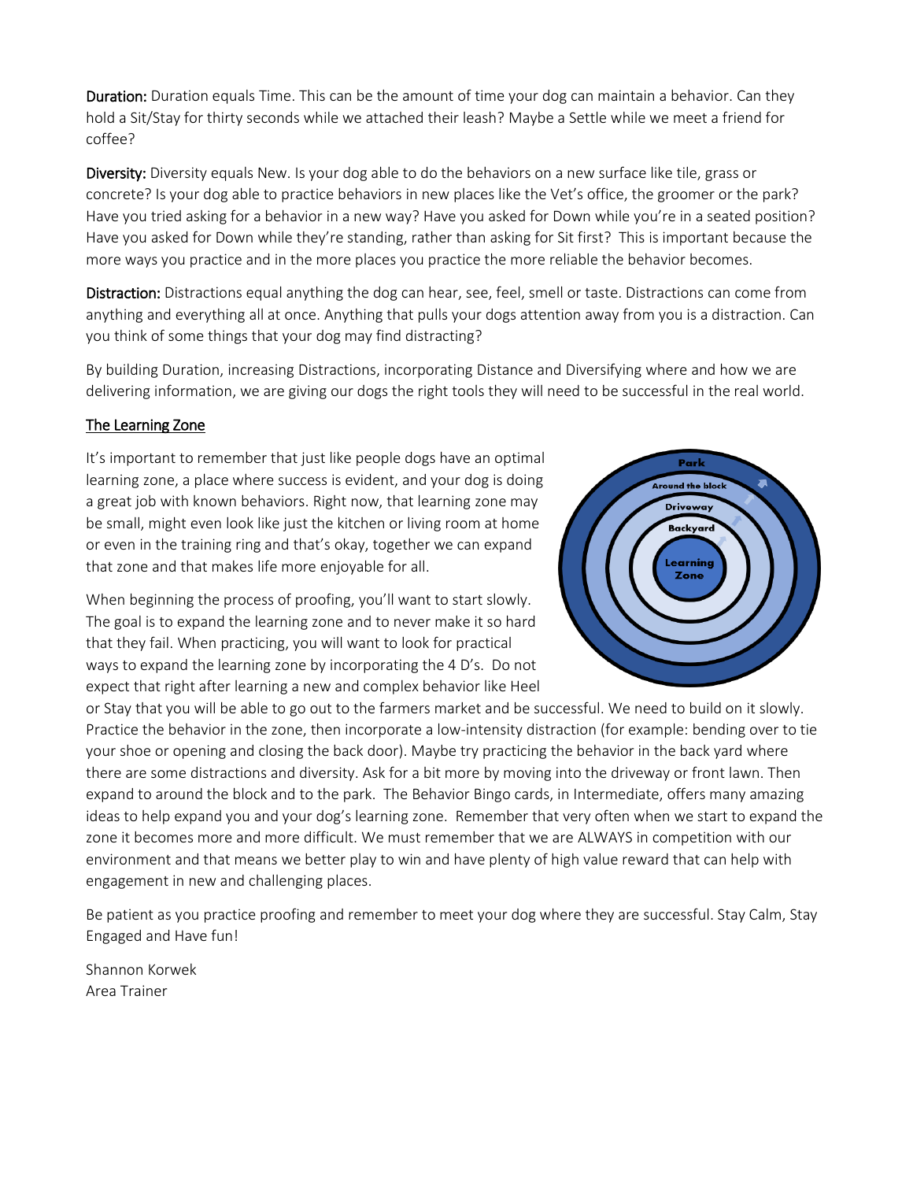**Duration:** Duration equals Time. This can be the amount of time your dog can maintain a behavior. Can they hold a Sit/Stay for thirty seconds while we attached their leash? Maybe a Settle while we meet a friend for coffee?

**Diversity:** Diversity equals New. Is your dog able to do the behaviors on a new surface like tile, grass or concrete? Is your dog able to practice behaviors in new places like the Vet's office, the groomer or the park? Have you tried asking for a behavior in a new way? Have you asked for Down while you're in a seated position? Have you asked for Down while they're standing, rather than asking for Sit first? This is important because the more ways you practice and in the more places you practice the more reliable the behavior becomes.

**Distraction:** Distractions equal anything the dog can hear, see, feel, smell or taste. Distractions can come from anything and everything all at once. Anything that pulls your dogs attention away from you is a distraction. Can you think of some things that your dog may find distracting?

By building Duration, increasing Distractions, incorporating Distance and Diversifying where and how we are delivering information, we are giving our dogs the right tools they will need to be successful in the real world.

## The Learning Zone

It's important to remember that just like people dogs have an optimal learning zone, a place where success is evident, and your dog is doing a great job with known behaviors. Right now, that learning zone may be small, might even look like just the kitchen or living room at home or even in the training ring and that's okay, together we can expand that zone and that makes life more enjoyable for all.

Park
Around the block
Driveway
Backyard
Learning Zone

When beginning the process of proofing, you'll want to start slowly. The goal is to expand the learning zone and to never make it so hard that they fail. When practicing, you will want to look for practical ways to expand the learning zone by incorporating the 4 D's. Do not expect that right after learning a new and complex behavior like Heel or Stay that you will be able to go out to the farmers market and be successful. We need to build on it slowly. Practice the behavior in the zone, then incorporate a low-intensity distraction (for example: bending over to tie your shoe or opening and closing the back door). Maybe try practicing the behavior in the back yard where there are some distractions and diversity. Ask for a bit more by moving into the driveway or front lawn. Then expand to around the block and to the park. The Behavior Bingo cards, in Intermediate, offers many amazing ideas to help expand you and your dog's learning zone. Remember that very often when we start to expand the zone it becomes more and more difficult. We must remember that we are ALWAYS in competition with our environment and that means we better play to win and have plenty of high value reward that can help with engagement in new and challenging places.

Be patient as you practice proofing and remember to meet your dog where they are successful. Stay Calm, Stay Engaged and Have fun!

Shannon Korwek
Area Trainer